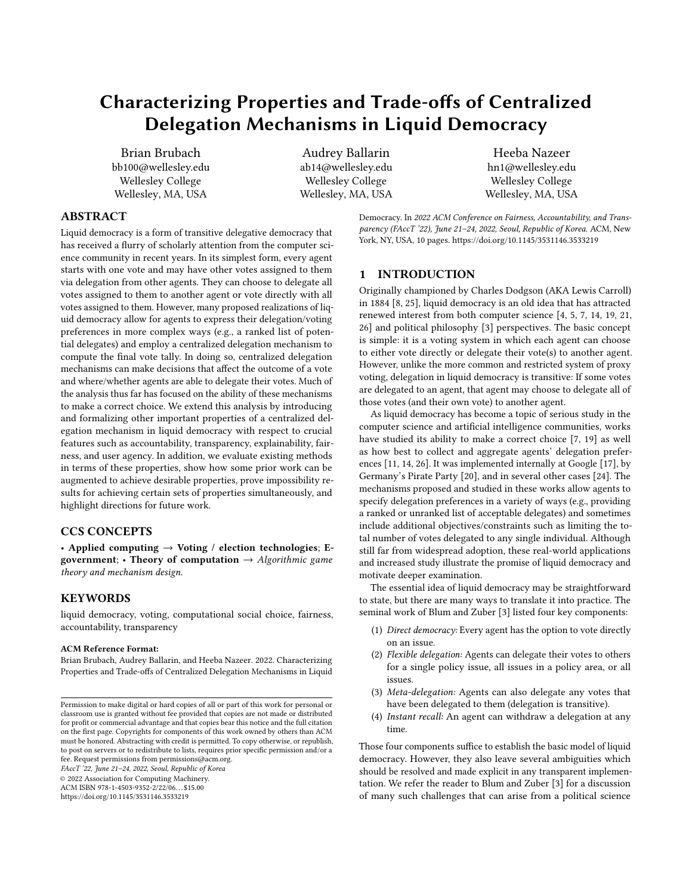# Characterizing Properties and Trade-offs of Centralized Delegation Mechanisms in Liquid Democracy

Brian Brubach
bb100@wellesley.edu
Wellesley College
Wellesley, MA, USA

Audrey Ballarin
ab14@wellesley.edu
Wellesley College
Wellesley, MA, USA

Heeba Nazeer
hn1@wellesley.edu
Wellesley College
Wellesley, MA, USA

## ABSTRACT

Liquid democracy is a form of transitive delegative democracy that has received a flurry of scholarly attention from the computer science community in recent years. In its simplest form, every agent starts with one vote and may have other votes assigned to them via delegation from other agents. They can choose to delegate all votes assigned to them to another agent or vote directly with all votes assigned to them. However, many proposed realizations of liquid democracy allow for agents to express their delegation/voting preferences in more complex ways (e.g., a ranked list of potential delegates) and employ a centralized delegation mechanism to compute the final vote tally. In doing so, centralized delegation mechanisms can make decisions that affect the outcome of a vote and where/whether agents are able to delegate their votes. Much of the analysis thus far has focused on the ability of these mechanisms to make a correct choice. We extend this analysis by introducing and formalizing other important properties of a centralized delegation mechanism in liquid democracy with respect to crucial features such as accountability, transparency, explainability, fairness, and user agency. In addition, we evaluate existing methods in terms of these properties, show how some prior work can be augmented to achieve desirable properties, prove impossibility results for achieving certain sets of properties simultaneously, and highlight directions for future work.

## CCS CONCEPTS

• **Applied computing** → **Voting / election technologies**; **E-government**; • **Theory of computation** → *Algorithmic game theory and mechanism design.*

## KEYWORDS

liquid democracy, voting, computational social choice, fairness, accountability, transparency

**ACM Reference Format:**
Brian Brubach, Audrey Ballarin, and Heeba Nazeer. 2022. Characterizing Properties and Trade-offs of Centralized Delegation Mechanisms in Liquid Democracy. In *2022 ACM Conference on Fairness, Accountability, and Transparency (FAccT '22), June 21–24, 2022, Seoul, Republic of Korea.* ACM, New York, NY, USA, 10 pages. https://doi.org/10.1145/3531146.3533219

Permission to make digital or hard copies of all or part of this work for personal or classroom use is granted without fee provided that copies are not made or distributed for profit or commercial advantage and that copies bear this notice and the full citation on the first page. Copyrights for components of this work owned by others than ACM must be honored. Abstracting with credit is permitted. To copy otherwise, or republish, to post on servers or to redistribute to lists, requires prior specific permission and/or a fee. Request permissions from permissions@acm.org.
*FAccT '22, June 21–24, 2022, Seoul, Republic of Korea*
© 2022 Association for Computing Machinery.
ACM ISBN 978-1-4503-9352-2/22/06...$15.00
https://doi.org/10.1145/3531146.3533219

## 1 INTRODUCTION

Originally championed by Charles Dodgson (AKA Lewis Carroll) in 1884 [8, 25], liquid democracy is an old idea that has attracted renewed interest from both computer science [4, 5, 7, 14, 19, 21, 26] and political philosophy [3] perspectives. The basic concept is simple: it is a voting system in which each agent can choose to either vote directly or delegate their vote(s) to another agent. However, unlike the more common and restricted system of proxy voting, delegation in liquid democracy is transitive: If some votes are delegated to an agent, that agent may choose to delegate all of those votes (and their own vote) to another agent.

As liquid democracy has become a topic of serious study in the computer science and artificial intelligence communities, works have studied its ability to make a correct choice [7, 19] as well as how best to collect and aggregate agents' delegation preferences [11, 14, 26]. It was implemented internally at Google [17], by Germany's Pirate Party [20], and in several other cases [24]. The mechanisms proposed and studied in these works allow agents to specify delegation preferences in a variety of ways (e.g., providing a ranked or unranked list of acceptable delegates) and sometimes include additional objectives/constraints such as limiting the total number of votes delegated to any single individual. Although still far from widespread adoption, these real-world applications and increased study illustrate the promise of liquid democracy and motivate deeper examination.

The essential idea of liquid democracy may be straightforward to state, but there are many ways to translate it into practice. The seminal work of Blum and Zuber [3] listed four key components:

1. *Direct democracy:* Every agent has the option to vote directly on an issue.
2. *Flexible delegation:* Agents can delegate their votes to others for a single policy issue, all issues in a policy area, or all issues.
3. *Meta-delegation:* Agents can also delegate any votes that have been delegated to them (delegation is transitive).
4. *Instant recall:* An agent can withdraw a delegation at any time.

Those four components suffice to establish the basic model of liquid democracy. However, they also leave several ambiguities which should be resolved and made explicit in any transparent implementation. We refer the reader to Blum and Zuber [3] for a discussion of many such challenges that can arise from a political science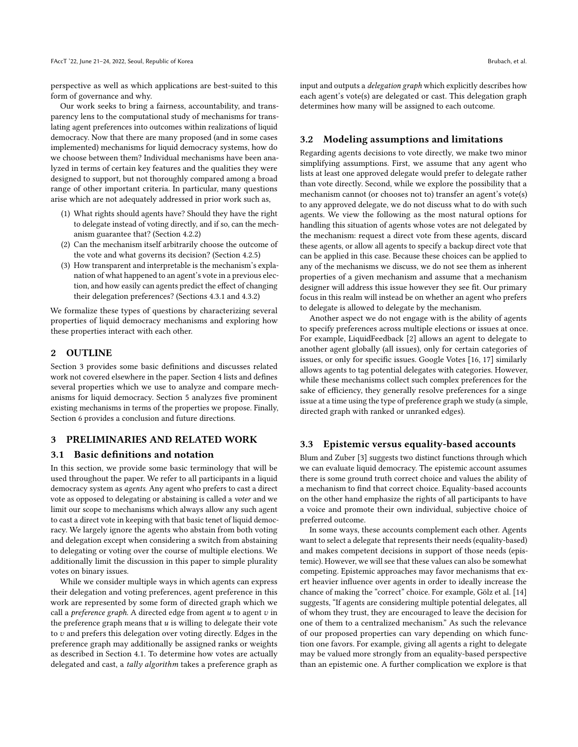perspective as well as which applications are best-suited to this form of governance and why.

Our work seeks to bring a fairness, accountability, and transparency lens to the computational study of mechanisms for translating agent preferences into outcomes within realizations of liquid democracy. Now that there are many proposed (and in some cases implemented) mechanisms for liquid democracy systems, how do we choose between them? Individual mechanisms have been analyzed in terms of certain key features and the qualities they were designed to support, but not thoroughly compared among a broad range of other important criteria. In particular, many questions arise which are not adequately addressed in prior work such as,

1. What rights should agents have? Should they have the right to delegate instead of voting directly, and if so, can the mechanism guarantee that? (Section 4.2.2)
2. Can the mechanism itself arbitrarily choose the outcome of the vote and what governs its decision? (Section 4.2.5)
3. How transparent and interpretable is the mechanism's explanation of what happened to an agent's vote in a previous election, and how easily can agents predict the effect of changing their delegation preferences? (Sections 4.3.1 and 4.3.2)

We formalize these types of questions by characterizing several properties of liquid democracy mechanisms and exploring how these properties interact with each other.

## 2 OUTLINE

Section 3 provides some basic definitions and discusses related work not covered elsewhere in the paper. Section 4 lists and defines several properties which we use to analyze and compare mechanisms for liquid democracy. Section 5 analyzes five prominent existing mechanisms in terms of the properties we propose. Finally, Section 6 provides a conclusion and future directions.

## 3 PRELIMINARIES AND RELATED WORK

### 3.1 Basic definitions and notation

In this section, we provide some basic terminology that will be used throughout the paper. We refer to all participants in a liquid democracy system as *agents*. Any agent who prefers to cast a direct vote as opposed to delegating or abstaining is called a *voter* and we limit our scope to mechanisms which always allow any such agent to cast a direct vote in keeping with that basic tenet of liquid democracy. We largely ignore the agents who abstain from both voting and delegation except when considering a switch from abstaining to delegating or voting over the course of multiple elections. We additionally limit the discussion in this paper to simple plurality votes on binary issues.

While we consider multiple ways in which agents can express their delegation and voting preferences, agent preference in this work are represented by some form of directed graph which we call a *preference graph*. A directed edge from agent $u$ to agent $v$ in the preference graph means that $u$ is willing to delegate their vote to $v$ and prefers this delegation over voting directly. Edges in the preference graph may additionally be assigned ranks or weights as described in Section 4.1. To determine how votes are actually delegated and cast, a *tally algorithm* takes a preference graph as input and outputs a *delegation graph* which explicitly describes how each agent's vote(s) are delegated or cast. This delegation graph determines how many will be assigned to each outcome.

### 3.2 Modeling assumptions and limitations

Regarding agents decisions to vote directly, we make two minor simplifying assumptions. First, we assume that any agent who lists at least one approved delegate would prefer to delegate rather than vote directly. Second, while we explore the possibility that a mechanism cannot (or chooses not to) transfer an agent's vote(s) to any approved delegate, we do not discuss what to do with such agents. We view the following as the most natural options for handling this situation of agents whose votes are not delegated by the mechanism: request a direct vote from these agents, discard these agents, or allow all agents to specify a backup direct vote that can be applied in this case. Because these choices can be applied to any of the mechanisms we discuss, we do not see them as inherent properties of a given mechanism and assume that a mechanism designer will address this issue however they see fit. Our primary focus in this realm will instead be on whether an agent who prefers to delegate is allowed to delegate by the mechanism.

Another aspect we do not engage with is the ability of agents to specify preferences across multiple elections or issues at once. For example, LiquidFeedback [2] allows an agent to delegate to another agent globally (all issues), only for certain categories of issues, or only for specific issues. Google Votes [16, 17] similarly allows agents to tag potential delegates with categories. However, while these mechanisms collect such complex preferences for the sake of efficiency, they generally resolve preferences for a singe issue at a time using the type of preference graph we study (a simple, directed graph with ranked or unranked edges).

### 3.3 Epistemic versus equality-based accounts

Blum and Zuber [3] suggests two distinct functions through which we can evaluate liquid democracy. The epistemic account assumes there is some ground truth correct choice and values the ability of a mechanism to find that correct choice. Equality-based accounts on the other hand emphasize the rights of all participants to have a voice and promote their own individual, subjective choice of preferred outcome.

In some ways, these accounts complement each other. Agents want to select a delegate that represents their needs (equality-based) and makes competent decisions in support of those needs (epistemic). However, we will see that these values can also be somewhat competing. Epistemic approaches may favor mechanisms that exert heavier influence over agents in order to ideally increase the chance of making the "correct" choice. For example, Gölz et al. [14] suggests, "If agents are considering multiple potential delegates, all of whom they trust, they are encouraged to leave the decision for one of them to a centralized mechanism." As such the relevance of our proposed properties can vary depending on which function one favors. For example, giving all agents a right to delegate may be valued more strongly from an equality-based perspective than an epistemic one. A further complication we explore is that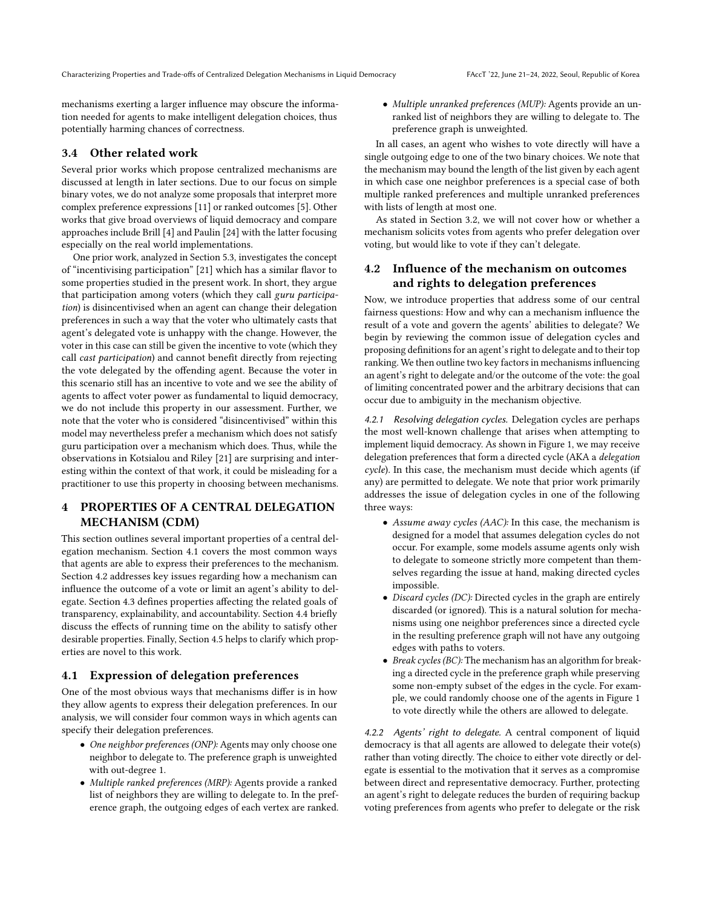mechanisms exerting a larger influence may obscure the information needed for agents to make intelligent delegation choices, thus potentially harming chances of correctness.

### 3.4 Other related work

Several prior works which propose centralized mechanisms are discussed at length in later sections. Due to our focus on simple binary votes, we do not analyze some proposals that interpret more complex preference expressions [11] or ranked outcomes [5]. Other works that give broad overviews of liquid democracy and compare approaches include Brill [4] and Paulin [24] with the latter focusing especially on the real world implementations.

One prior work, analyzed in Section 5.3, investigates the concept of "incentivising participation" [21] which has a similar flavor to some properties studied in the present work. In short, they argue that participation among voters (which they call *guru participation*) is disincentivised when an agent can change their delegation preferences in such a way that the voter who ultimately casts that agent's delegated vote is unhappy with the change. However, the voter in this case can still be given the incentive to vote (which they call *cast participation*) and cannot benefit directly from rejecting the vote delegated by the offending agent. Because the voter in this scenario still has an incentive to vote and we see the ability of agents to affect voter power as fundamental to liquid democracy, we do not include this property in our assessment. Further, we note that the voter who is considered "disincentivised" within this model may nevertheless prefer a mechanism which does not satisfy guru participation over a mechanism which does. Thus, while the observations in Kotsialou and Riley [21] are surprising and interesting within the context of that work, it could be misleading for a practitioner to use this property in choosing between mechanisms.

## 4 PROPERTIES OF A CENTRAL DELEGATION MECHANISM (CDM)

This section outlines several important properties of a central delegation mechanism. Section 4.1 covers the most common ways that agents are able to express their preferences to the mechanism. Section 4.2 addresses key issues regarding how a mechanism can influence the outcome of a vote or limit an agent's ability to delegate. Section 4.3 defines properties affecting the related goals of transparency, explainability, and accountability. Section 4.4 briefly discuss the effects of running time on the ability to satisfy other desirable properties. Finally, Section 4.5 helps to clarify which properties are novel to this work.

### 4.1 Expression of delegation preferences

One of the most obvious ways that mechanisms differ is in how they allow agents to express their delegation preferences. In our analysis, we will consider four common ways in which agents can specify their delegation preferences.

- *One neighbor preferences (ONP):* Agents may only choose one neighbor to delegate to. The preference graph is unweighted with out-degree 1.
- *Multiple ranked preferences (MRP):* Agents provide a ranked list of neighbors they are willing to delegate to. In the preference graph, the outgoing edges of each vertex are ranked.
- *Multiple unranked preferences (MUP):* Agents provide an unranked list of neighbors they are willing to delegate to. The preference graph is unweighted.

In all cases, an agent who wishes to vote directly will have a single outgoing edge to one of the two binary choices. We note that the mechanism may bound the length of the list given by each agent in which case one neighbor preferences is a special case of both multiple ranked preferences and multiple unranked preferences with lists of length at most one.

As stated in Section 3.2, we will not cover how or whether a mechanism solicits votes from agents who prefer delegation over voting, but would like to vote if they can't delegate.

### 4.2 Influence of the mechanism on outcomes and rights to delegation preferences

Now, we introduce properties that address some of our central fairness questions: How and why can a mechanism influence the result of a vote and govern the agents' abilities to delegate? We begin by reviewing the common issue of delegation cycles and proposing definitions for an agent's right to delegate and to their top ranking. We then outline two key factors in mechanisms influencing an agent's right to delegate and/or the outcome of the vote: the goal of limiting concentrated power and the arbitrary decisions that can occur due to ambiguity in the mechanism objective.

*4.2.1 Resolving delegation cycles.* Delegation cycles are perhaps the most well-known challenge that arises when attempting to implement liquid democracy. As shown in Figure 1, we may receive delegation preferences that form a directed cycle (AKA a *delegation cycle*). In this case, the mechanism must decide which agents (if any) are permitted to delegate. We note that prior work primarily addresses the issue of delegation cycles in one of the following three ways:

- *Assume away cycles (AAC):* In this case, the mechanism is designed for a model that assumes delegation cycles do not occur. For example, some models assume agents only wish to delegate to someone strictly more competent than themselves regarding the issue at hand, making directed cycles impossible.
- *Discard cycles (DC):* Directed cycles in the graph are entirely discarded (or ignored). This is a natural solution for mechanisms using one neighbor preferences since a directed cycle in the resulting preference graph will not have any outgoing edges with paths to voters.
- *Break cycles (BC):* The mechanism has an algorithm for breaking a directed cycle in the preference graph while preserving some non-empty subset of the edges in the cycle. For example, we could randomly choose one of the agents in Figure 1 to vote directly while the others are allowed to delegate.

*4.2.2 Agents' right to delegate.* A central component of liquid democracy is that all agents are allowed to delegate their vote(s) rather than voting directly. The choice to either vote directly or delegate is essential to the motivation that it serves as a compromise between direct and representative democracy. Further, protecting an agent's right to delegate reduces the burden of requiring backup voting preferences from agents who prefer to delegate or the risk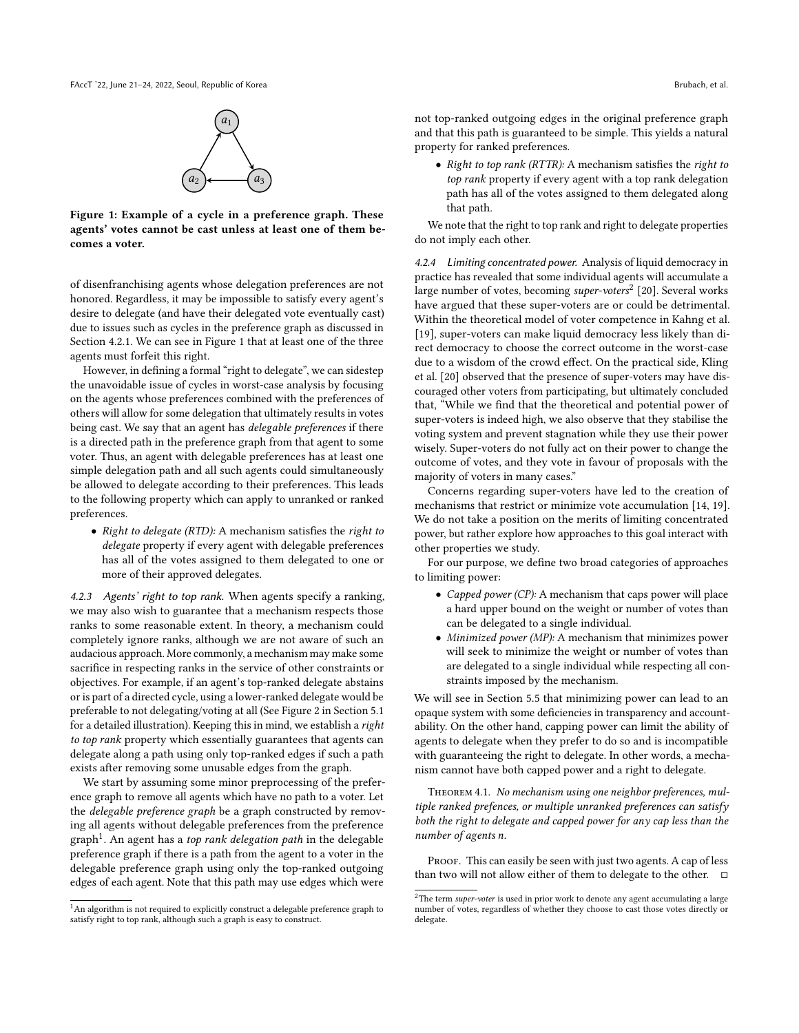$a_1$

$a_2$ $a_3$

**Figure 1: Example of a cycle in a preference graph. These agents' votes cannot be cast unless at least one of them becomes a voter.**

of disenfranchising agents whose delegation preferences are not honored. Regardless, it may be impossible to satisfy every agent's desire to delegate (and have their delegated vote eventually cast) due to issues such as cycles in the preference graph as discussed in Section 4.2.1. We can see in Figure 1 that at least one of the three agents must forfeit this right.

However, in defining a formal "right to delegate", we can sidestep the unavoidable issue of cycles in worst-case analysis by focusing on the agents whose preferences combined with the preferences of others will allow for some delegation that ultimately results in votes being cast. We say that an agent has *delegable preferences* if there is a directed path in the preference graph from that agent to some voter. Thus, an agent with delegable preferences has at least one simple delegation path and all such agents could simultaneously be allowed to delegate according to their preferences. This leads to the following property which can apply to unranked or ranked preferences.

- *Right to delegate (RTD):* A mechanism satisfies the *right to delegate* property if every agent with delegable preferences has all of the votes assigned to them delegated to one or more of their approved delegates.

*4.2.3 Agents' right to top rank.* When agents specify a ranking, we may also wish to guarantee that a mechanism respects those ranks to some reasonable extent. In theory, a mechanism could completely ignore ranks, although we are not aware of such an audacious approach. More commonly, a mechanism may make some sacrifice in respecting ranks in the service of other constraints or objectives. For example, if an agent's top-ranked delegate abstains or is part of a directed cycle, using a lower-ranked delegate would be preferable to not delegating/voting at all (See Figure 2 in Section 5.1 for a detailed illustration). Keeping this in mind, we establish a *right to top rank* property which essentially guarantees that agents can delegate along a path using only top-ranked edges if such a path exists after removing some unusable edges from the graph.

We start by assuming some minor preprocessing of the preference graph to remove all agents which have no path to a voter. Let the *delegable preference graph* be a graph constructed by removing all agents without delegable preferences from the preference graph[1]. An agent has a *top rank delegation path* in the delegable preference graph if there is a path from the agent to a voter in the delegable preference graph using only the top-ranked outgoing edges of each agent. Note that this path may use edges which were not top-ranked outgoing edges in the original preference graph and that this path is guaranteed to be simple. This yields a natural property for ranked preferences.

- *Right to top rank (RTTR):* A mechanism satisfies the *right to top rank* property if every agent with a top rank delegation path has all of the votes assigned to them delegated along that path.

We note that the right to top rank and right to delegate properties do not imply each other.

*4.2.4 Limiting concentrated power.* Analysis of liquid democracy in practice has revealed that some individual agents will accumulate a large number of votes, becoming *super-voters*[2] [20]. Several works have argued that these super-voters are or could be detrimental. Within the theoretical model of voter competence in Kahng et al. [19], super-voters can make liquid democracy less likely than direct democracy to choose the correct outcome in the worst-case due to a wisdom of the crowd effect. On the practical side, Kling et al. [20] observed that the presence of super-voters may have discouraged other voters from participating, but ultimately concluded that, "While we find that the theoretical and potential power of super-voters is indeed high, we also observe that they stabilise the voting system and prevent stagnation while they use their power wisely. Super-voters do not fully act on their power to change the outcome of votes, and they vote in favour of proposals with the majority of voters in many cases."

Concerns regarding super-voters have led to the creation of mechanisms that restrict or minimize vote accumulation [14, 19]. We do not take a position on the merits of limiting concentrated power, but rather explore how approaches to this goal interact with other properties we study.

For our purpose, we define two broad categories of approaches to limiting power:

- *Capped power (CP):* A mechanism that caps power will place a hard upper bound on the weight or number of votes than can be delegated to a single individual.
- *Minimized power (MP):* A mechanism that minimizes power will seek to minimize the weight or number of votes than are delegated to a single individual while respecting all constraints imposed by the mechanism.

We will see in Section 5.5 that minimizing power can lead to an opaque system with some deficiencies in transparency and accountability. On the other hand, capping power can limit the ability of agents to delegate when they prefer to do so and is incompatible with guaranteeing the right to delegate. In other words, a mechanism cannot have both capped power and a right to delegate.

Theorem 4.1. *No mechanism using one neighbor preferences, multiple ranked prefences, or multiple unranked preferences can satisfy both the right to delegate and capped power for any cap less than the number of agents n.*

Proof. This can easily be seen with just two agents. A cap of less than two will not allow either of them to delegate to the other. □

[1] An algorithm is not required to explicitly construct a delegable preference graph to satisfy right to top rank, although such a graph is easy to construct.

[2] The term *super-voter* is used in prior work to denote any agent accumulating a large number of votes, regardless of whether they choose to cast those votes directly or delegate.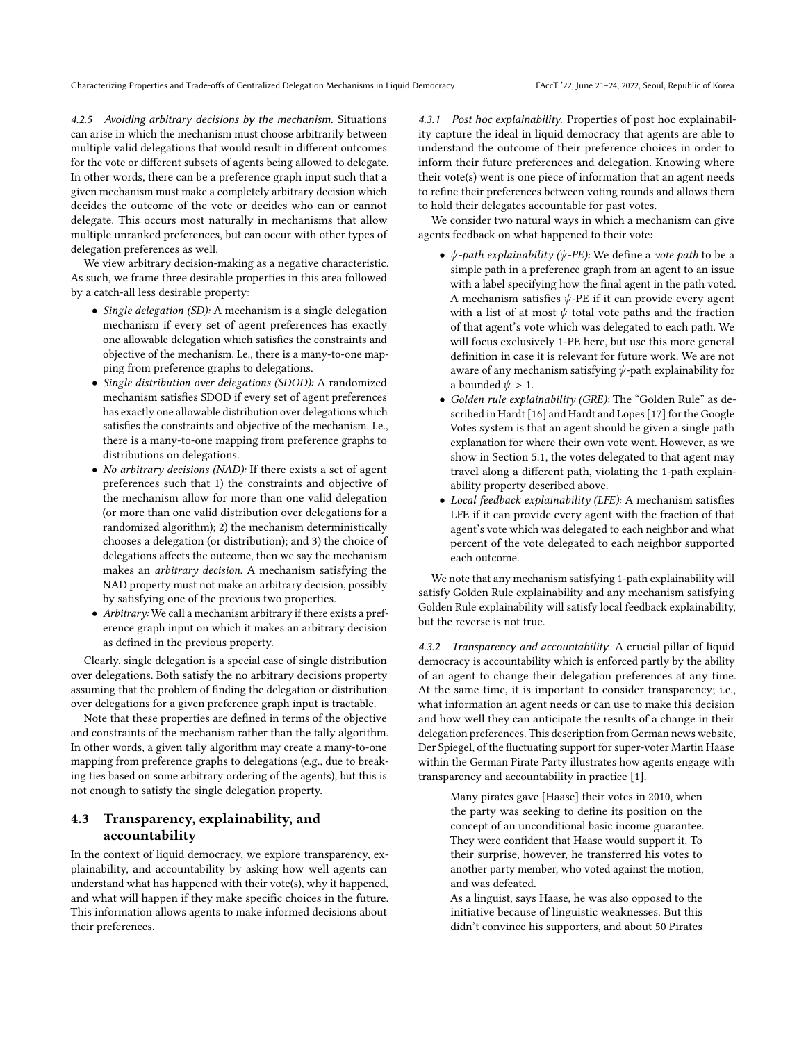*4.2.5 Avoiding arbitrary decisions by the mechanism.* Situations can arise in which the mechanism must choose arbitrarily between multiple valid delegations that would result in different outcomes for the vote or different subsets of agents being allowed to delegate. In other words, there can be a preference graph input such that a given mechanism must make a completely arbitrary decision which decides the outcome of the vote or decides who can or cannot delegate. This occurs most naturally in mechanisms that allow multiple unranked preferences, but can occur with other types of delegation preferences as well.

We view arbitrary decision-making as a negative characteristic. As such, we frame three desirable properties in this area followed by a catch-all less desirable property:

- *Single delegation (SD):* A mechanism is a single delegation mechanism if every set of agent preferences has exactly one allowable delegation which satisfies the constraints and objective of the mechanism. I.e., there is a many-to-one mapping from preference graphs to delegations.
- *Single distribution over delegations (SDOD):* A randomized mechanism satisfies SDOD if every set of agent preferences has exactly one allowable distribution over delegations which satisfies the constraints and objective of the mechanism. I.e., there is a many-to-one mapping from preference graphs to distributions on delegations.
- *No arbitrary decisions (NAD):* If there exists a set of agent preferences such that 1) the constraints and objective of the mechanism allow for more than one valid delegation (or more than one valid distribution over delegations for a randomized algorithm); 2) the mechanism deterministically chooses a delegation (or distribution); and 3) the choice of delegations affects the outcome, then we say the mechanism makes an *arbitrary decision*. A mechanism satisfying the NAD property must not make an arbitrary decision, possibly by satisfying one of the previous two properties.
- *Arbitrary:* We call a mechanism arbitrary if there exists a preference graph input on which it makes an arbitrary decision as defined in the previous property.

Clearly, single delegation is a special case of single distribution over delegations. Both satisfy the no arbitrary decisions property assuming that the problem of finding the delegation or distribution over delegations for a given preference graph input is tractable.

Note that these properties are defined in terms of the objective and constraints of the mechanism rather than the tally algorithm. In other words, a given tally algorithm may create a many-to-one mapping from preference graphs to delegations (e.g., due to breaking ties based on some arbitrary ordering of the agents), but this is not enough to satisfy the single delegation property.

## 4.3 Transparency, explainability, and accountability

In the context of liquid democracy, we explore transparency, explainability, and accountability by asking how well agents can understand what has happened with their vote(s), why it happened, and what will happen if they make specific choices in the future. This information allows agents to make informed decisions about their preferences.

*4.3.1 Post hoc explainability.* Properties of post hoc explainability capture the ideal in liquid democracy that agents are able to understand the outcome of their preference choices in order to inform their future preferences and delegation. Knowing where their vote(s) went is one piece of information that an agent needs to refine their preferences between voting rounds and allows them to hold their delegates accountable for past votes.

We consider two natural ways in which a mechanism can give agents feedback on what happened to their vote:

- *$\psi$-path explainability ($\psi$-PE):* We define a *vote path* to be a simple path in a preference graph from an agent to an issue with a label specifying how the final agent in the path voted. A mechanism satisfies $\psi$-PE if it can provide every agent with a list of at most $\psi$ total vote paths and the fraction of that agent's vote which was delegated to each path. We will focus exclusively 1-PE here, but use this more general definition in case it is relevant for future work. We are not aware of any mechanism satisfying $\psi$-path explainability for a bounded $\psi > 1$.
- *Golden rule explainability (GRE):* The "Golden Rule" as described in Hardt [16] and Hardt and Lopes [17] for the Google Votes system is that an agent should be given a single path explanation for where their own vote went. However, as we show in Section 5.1, the votes delegated to that agent may travel along a different path, violating the 1-path explainability property described above.
- *Local feedback explainability (LFE):* A mechanism satisfies LFE if it can provide every agent with the fraction of that agent's vote which was delegated to each neighbor and what percent of the vote delegated to each neighbor supported each outcome.

We note that any mechanism satisfying 1-path explainability will satisfy Golden Rule explainability and any mechanism satisfying Golden Rule explainability will satisfy local feedback explainability, but the reverse is not true.

*4.3.2 Transparency and accountability.* A crucial pillar of liquid democracy is accountability which is enforced partly by the ability of an agent to change their delegation preferences at any time. At the same time, it is important to consider transparency; i.e., what information an agent needs or can use to make this decision and how well they can anticipate the results of a change in their delegation preferences. This description from German news website, Der Spiegel, of the fluctuating support for super-voter Martin Haase within the German Pirate Party illustrates how agents engage with transparency and accountability in practice [1].

> Many pirates gave [Haase] their votes in 2010, when the party was seeking to define its position on the concept of an unconditional basic income guarantee. They were confident that Haase would support it. To their surprise, however, he transferred his votes to another party member, who voted against the motion, and was defeated.
>
> As a linguist, says Haase, he was also opposed to the initiative because of linguistic weaknesses. But this didn't convince his supporters, and about 50 Pirates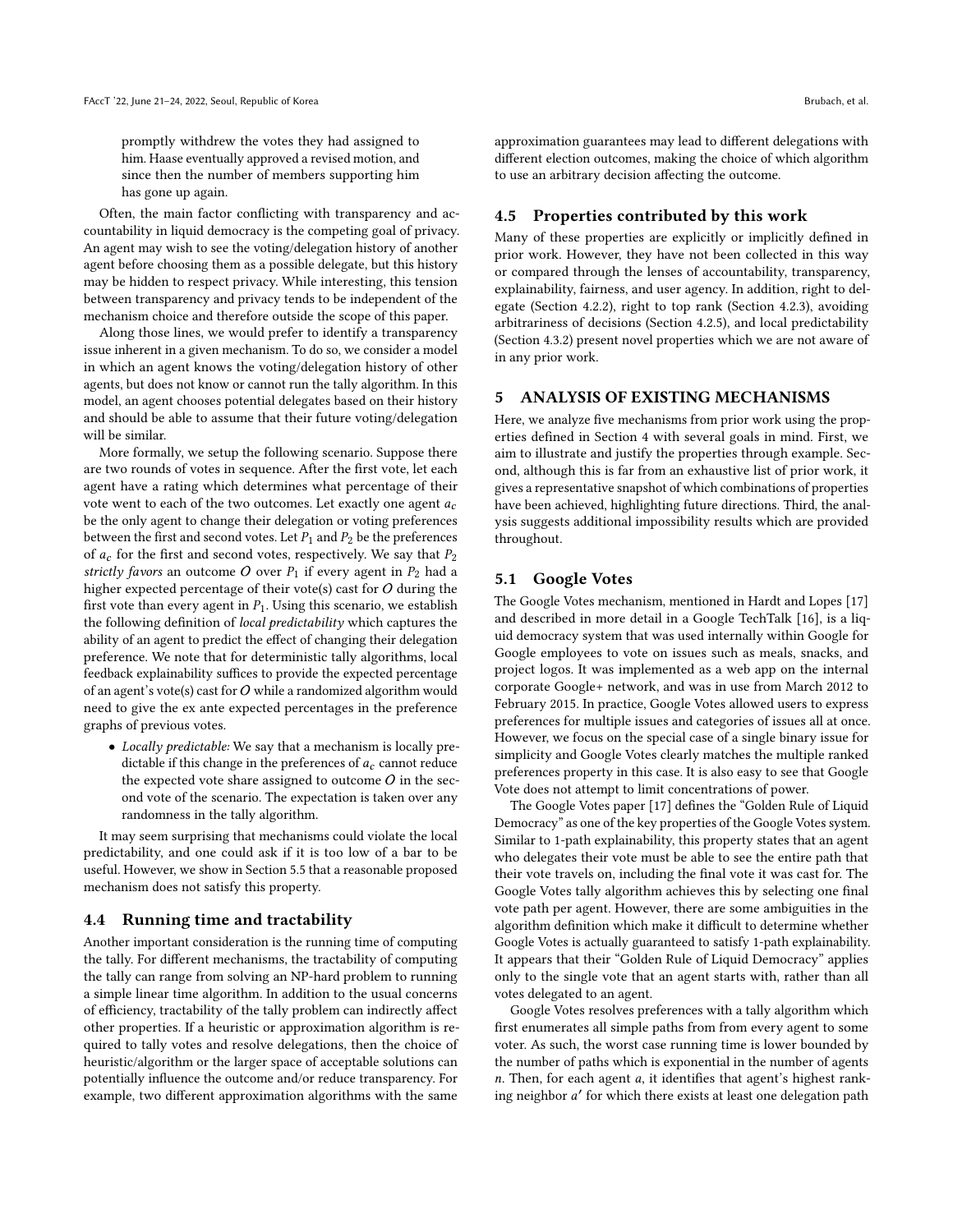promptly withdrew the votes they had assigned to him. Haase eventually approved a revised motion, and since then the number of members supporting him has gone up again.

Often, the main factor conflicting with transparency and accountability in liquid democracy is the competing goal of privacy. An agent may wish to see the voting/delegation history of another agent before choosing them as a possible delegate, but this history may be hidden to respect privacy. While interesting, this tension between transparency and privacy tends to be independent of the mechanism choice and therefore outside the scope of this paper.

Along those lines, we would prefer to identify a transparency issue inherent in a given mechanism. To do so, we consider a model in which an agent knows the voting/delegation history of other agents, but does not know or cannot run the tally algorithm. In this model, an agent chooses potential delegates based on their history and should be able to assume that their future voting/delegation will be similar.

More formally, we setup the following scenario. Suppose there are two rounds of votes in sequence. After the first vote, let each agent have a rating which determines what percentage of their vote went to each of the two outcomes. Let exactly one agent $a_c$ be the only agent to change their delegation or voting preferences between the first and second votes. Let $P_1$ and $P_2$ be the preferences of $a_c$ for the first and second votes, respectively. We say that $P_2$ *strictly favors* an outcome $O$ over $P_1$ if every agent in $P_2$ had a higher expected percentage of their vote(s) cast for $O$ during the first vote than every agent in $P_1$. Using this scenario, we establish the following definition of *local predictability* which captures the ability of an agent to predict the effect of changing their delegation preference. We note that for deterministic tally algorithms, local feedback explainability suffices to provide the expected percentage of an agent's vote(s) cast for $O$ while a randomized algorithm would need to give the ex ante expected percentages in the preference graphs of previous votes.

- *Locally predictable:* We say that a mechanism is locally predictable if this change in the preferences of $a_c$ cannot reduce the expected vote share assigned to outcome $O$ in the second vote of the scenario. The expectation is taken over any randomness in the tally algorithm.

It may seem surprising that mechanisms could violate the local predictability, and one could ask if it is too low of a bar to be useful. However, we show in Section 5.5 that a reasonable proposed mechanism does not satisfy this property.

### 4.4 Running time and tractability

Another important consideration is the running time of computing the tally. For different mechanisms, the tractability of computing the tally can range from solving an NP-hard problem to running a simple linear time algorithm. In addition to the usual concerns of efficiency, tractability of the tally problem can indirectly affect other properties. If a heuristic or approximation algorithm is required to tally votes and resolve delegations, then the choice of heuristic/algorithm or the larger space of acceptable solutions can potentially influence the outcome and/or reduce transparency. For example, two different approximation algorithms with the same approximation guarantees may lead to different delegations with different election outcomes, making the choice of which algorithm to use an arbitrary decision affecting the outcome.

### 4.5 Properties contributed by this work

Many of these properties are explicitly or implicitly defined in prior work. However, they have not been collected in this way or compared through the lenses of accountability, transparency, explainability, fairness, and user agency. In addition, right to delegate (Section 4.2.2), right to top rank (Section 4.2.3), avoiding arbitrariness of decisions (Section 4.2.5), and local predictability (Section 4.3.2) present novel properties which we are not aware of in any prior work.

## 5 ANALYSIS OF EXISTING MECHANISMS

Here, we analyze five mechanisms from prior work using the properties defined in Section 4 with several goals in mind. First, we aim to illustrate and justify the properties through example. Second, although this is far from an exhaustive list of prior work, it gives a representative snapshot of which combinations of properties have been achieved, highlighting future directions. Third, the analysis suggests additional impossibility results which are provided throughout.

### 5.1 Google Votes

The Google Votes mechanism, mentioned in Hardt and Lopes [17] and described in more detail in a Google TechTalk [16], is a liquid democracy system that was used internally within Google for Google employees to vote on issues such as meals, snacks, and project logos. It was implemented as a web app on the internal corporate Google+ network, and was in use from March 2012 to February 2015. In practice, Google Votes allowed users to express preferences for multiple issues and categories of issues all at once. However, we focus on the special case of a single binary issue for simplicity and Google Votes clearly matches the multiple ranked preferences property in this case. It is also easy to see that Google Vote does not attempt to limit concentrations of power.

The Google Votes paper [17] defines the "Golden Rule of Liquid Democracy" as one of the key properties of the Google Votes system. Similar to 1-path explainability, this property states that an agent who delegates their vote must be able to see the entire path that their vote travels on, including the final vote it was cast for. The Google Votes tally algorithm achieves this by selecting one final vote path per agent. However, there are some ambiguities in the algorithm definition which make it difficult to determine whether Google Votes is actually guaranteed to satisfy 1-path explainability. It appears that their "Golden Rule of Liquid Democracy" applies only to the single vote that an agent starts with, rather than all votes delegated to an agent.

Google Votes resolves preferences with a tally algorithm which first enumerates all simple paths from from every agent to some voter. As such, the worst case running time is lower bounded by the number of paths which is exponential in the number of agents $n$. Then, for each agent $a$, it identifies that agent's highest ranking neighbor $a'$ for which there exists at least one delegation path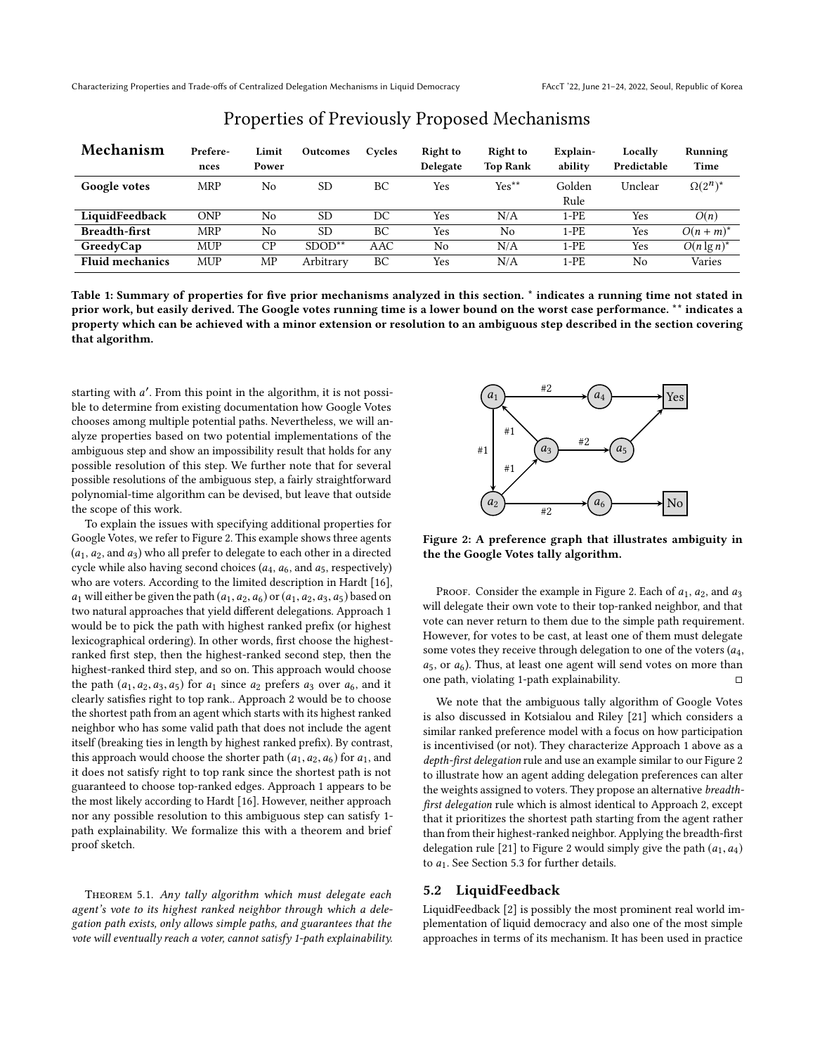## Properties of Previously Proposed Mechanisms

| Mechanism | Preferences | Limit Power | Outcomes | Cycles | Right to Delegate | Right to Top Rank | Explainability | Locally Predictable | Running Time |
|---|---|---|---|---|---|---|---|---|---|
| **Google votes** | MRP | No | SD | BC | Yes | Yes** | Golden Rule | Unclear | $\Omega(2^n)^*$ |
| **LiquidFeedback** | ONP | No | SD | DC | Yes | N/A | 1-PE | Yes | $O(n)$ |
| **Breadth-first** | MRP | No | SD | BC | Yes | No | 1-PE | Yes | $O(n+m)^*$ |
| **GreedyCap** | MUP | CP | SDOD** | AAC | No | N/A | 1-PE | Yes | $O(n \lg n)^*$ |
| **Fluid mechanics** | MUP | MP | Arbitrary | BC | Yes | N/A | 1-PE | No | Varies |

**Table 1: Summary of properties for five prior mechanisms analyzed in this section. * indicates a running time not stated in prior work, but easily derived. The Google votes running time is a lower bound on the worst case performance. ** indicates a property which can be achieved with a minor extension or resolution to an ambiguous step described in the section covering that algorithm.**

starting with $a'$. From this point in the algorithm, it is not possible to determine from existing documentation how Google Votes chooses among multiple potential paths. Nevertheless, we will analyze properties based on two potential implementations of the ambiguous step and show an impossibility result that holds for any possible resolution of this step. We further note that for several possible resolutions of the ambiguous step, a fairly straightforward polynomial-time algorithm can be devised, but leave that outside the scope of this work.

To explain the issues with specifying additional properties for Google Votes, we refer to Figure 2. This example shows three agents ($a_1$, $a_2$, and $a_3$) who all prefer to delegate to each other in a directed cycle while also having second choices ($a_4$, $a_6$, and $a_5$, respectively) who are voters. According to the limited description in Hardt [16], $a_1$ will either be given the path $(a_1, a_2, a_6)$ or $(a_1, a_2, a_3, a_5)$ based on two natural approaches that yield different delegations. Approach 1 would be to pick the path with highest ranked prefix (or highest lexicographical ordering). In other words, first choose the highest-ranked first step, then the highest-ranked second step, then the highest-ranked third step, and so on. This approach would choose the path $(a_1, a_2, a_3, a_5)$ for $a_1$ since $a_2$ prefers $a_3$ over $a_6$, and it clearly satisfies right to top rank.. Approach 2 would be to choose the shortest path from an agent which starts with its highest ranked neighbor who has some valid path that does not include the agent itself (breaking ties in length by highest ranked prefix). By contrast, this approach would choose the shorter path $(a_1, a_2, a_6)$ for $a_1$, and it does not satisfy right to top rank since the shortest path is not guaranteed to choose top-ranked edges. Approach 1 appears to be the most likely according to Hardt [16]. However, neither approach nor any possible resolution to this ambiguous step can satisfy 1-path explainability. We formalize this with a theorem and brief proof sketch.

Theorem 5.1. *Any tally algorithm which must delegate each agent's vote to its highest ranked neighbor through which a delegation path exists, only allows simple paths, and guarantees that the vote will eventually reach a voter, cannot satisfy 1-path explainability.*

**Figure 2: A preference graph that illustrates ambiguity in the the Google Votes tally algorithm.**

Proof. Consider the example in Figure 2. Each of $a_1$, $a_2$, and $a_3$ will delegate their own vote to their top-ranked neighbor, and that vote can never return to them due to the simple path requirement. However, for votes to be cast, at least one of them must delegate some votes they receive through delegation to one of the voters ($a_4$, $a_5$, or $a_6$). Thus, at least one agent will send votes on more than one path, violating 1-path explainability. □

We note that the ambiguous tally algorithm of Google Votes is also discussed in Kotsialou and Riley [21] which considers a similar ranked preference model with a focus on how participation is incentivised (or not). They characterize Approach 1 above as a *depth-first delegation* rule and use an example similar to our Figure 2 to illustrate how an agent adding delegation preferences can alter the weights assigned to voters. They propose an alternative *breadth-first delegation* rule which is almost identical to Approach 2, except that it prioritizes the shortest path starting from the agent rather than from their highest-ranked neighbor. Applying the breadth-first delegation rule [21] to Figure 2 would simply give the path $(a_1, a_4)$ to $a_1$. See Section 5.3 for further details.

### 5.2 LiquidFeedback

LiquidFeedback [2] is possibly the most prominent real world implementation of liquid democracy and also one of the most simple approaches in terms of its mechanism. It has been used in practice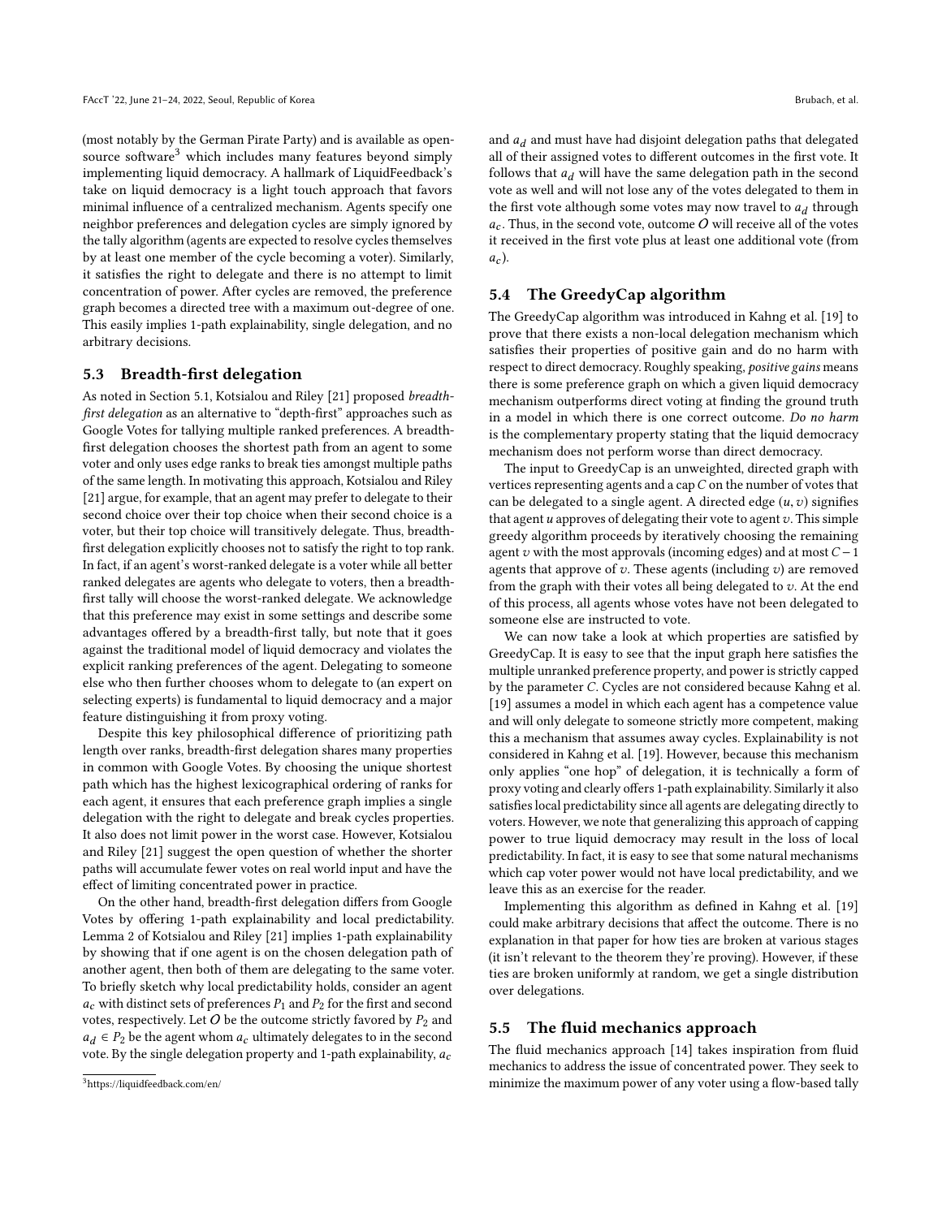(most notably by the German Pirate Party) and is available as open-source software[3] which includes many features beyond simply implementing liquid democracy. A hallmark of LiquidFeedback's take on liquid democracy is a light touch approach that favors minimal influence of a centralized mechanism. Agents specify one neighbor preferences and delegation cycles are simply ignored by the tally algorithm (agents are expected to resolve cycles themselves by at least one member of the cycle becoming a voter). Similarly, it satisfies the right to delegate and there is no attempt to limit concentration of power. After cycles are removed, the preference graph becomes a directed tree with a maximum out-degree of one. This easily implies 1-path explainability, single delegation, and no arbitrary decisions.

### 5.3 Breadth-first delegation

As noted in Section 5.1, Kotsialou and Riley [21] proposed *breadth-first delegation* as an alternative to "depth-first" approaches such as Google Votes for tallying multiple ranked preferences. A breadth-first delegation chooses the shortest path from an agent to some voter and only uses edge ranks to break ties amongst multiple paths of the same length. In motivating this approach, Kotsialou and Riley [21] argue, for example, that an agent may prefer to delegate to their second choice over their top choice when their second choice is a voter, but their top choice will transitively delegate. Thus, breadth-first delegation explicitly chooses not to satisfy the right to top rank. In fact, if an agent's worst-ranked delegate is a voter while all better ranked delegates are agents who delegate to voters, then a breadth-first tally will choose the worst-ranked delegate. We acknowledge that this preference may exist in some settings and describe some advantages offered by a breadth-first tally, but note that it goes against the traditional model of liquid democracy and violates the explicit ranking preferences of the agent. Delegating to someone else who then further chooses whom to delegate to (an expert on selecting experts) is fundamental to liquid democracy and a major feature distinguishing it from proxy voting.

Despite this key philosophical difference of prioritizing path length over ranks, breadth-first delegation shares many properties in common with Google Votes. By choosing the unique shortest path which has the highest lexicographical ordering of ranks for each agent, it ensures that each preference graph implies a single delegation with the right to delegate and break cycles properties. It also does not limit power in the worst case. However, Kotsialou and Riley [21] suggest the open question of whether the shorter paths will accumulate fewer votes on real world input and have the effect of limiting concentrated power in practice.

On the other hand, breadth-first delegation differs from Google Votes by offering 1-path explainability and local predictability. Lemma 2 of Kotsialou and Riley [21] implies 1-path explainability by showing that if one agent is on the chosen delegation path of another agent, then both of them are delegating to the same voter. To briefly sketch why local predictability holds, consider an agent $a_c$ with distinct sets of preferences $P_1$ and $P_2$ for the first and second votes, respectively. Let $O$ be the outcome strictly favored by $P_2$ and $a_d \in P_2$ be the agent whom $a_c$ ultimately delegates to in the second vote. By the single delegation property and 1-path explainability, $a_c$ and $a_d$ and must have had disjoint delegation paths that delegated all of their assigned votes to different outcomes in the first vote. It follows that $a_d$ will have the same delegation path in the second vote as well and will not lose any of the votes delegated to them in the first vote although some votes may now travel to $a_d$ through $a_c$. Thus, in the second vote, outcome $O$ will receive all of the votes it received in the first vote plus at least one additional vote (from $a_c$).

### 5.4 The GreedyCap algorithm

The GreedyCap algorithm was introduced in Kahng et al. [19] to prove that there exists a non-local delegation mechanism which satisfies their properties of positive gain and do no harm with respect to direct democracy. Roughly speaking, *positive gains* means there is some preference graph on which a given liquid democracy mechanism outperforms direct voting at finding the ground truth in a model in which there is one correct outcome. *Do no harm* is the complementary property stating that the liquid democracy mechanism does not perform worse than direct democracy.

The input to GreedyCap is an unweighted, directed graph with vertices representing agents and a cap $C$ on the number of votes that can be delegated to a single agent. A directed edge $(u, v)$ signifies that agent $u$ approves of delegating their vote to agent $v$. This simple greedy algorithm proceeds by iteratively choosing the remaining agent $v$ with the most approvals (incoming edges) and at most $C - 1$ agents that approve of $v$. These agents (including $v$) are removed from the graph with their votes all being delegated to $v$. At the end of this process, all agents whose votes have not been delegated to someone else are instructed to vote.

We can now take a look at which properties are satisfied by GreedyCap. It is easy to see that the input graph here satisfies the multiple unranked preference property, and power is strictly capped by the parameter $C$. Cycles are not considered because Kahng et al. [19] assumes a model in which each agent has a competence value and will only delegate to someone strictly more competent, making this a mechanism that assumes away cycles. Explainability is not considered in Kahng et al. [19]. However, because this mechanism only applies "one hop" of delegation, it is technically a form of proxy voting and clearly offers 1-path explainability. Similarly it also satisfies local predictability since all agents are delegating directly to voters. However, we note that generalizing this approach of capping power to true liquid democracy may result in the loss of local predictability. In fact, it is easy to see that some natural mechanisms which cap voter power would not have local predictability, and we leave this as an exercise for the reader.

Implementing this algorithm as defined in Kahng et al. [19] could make arbitrary decisions that affect the outcome. There is no explanation in that paper for how ties are broken at various stages (it isn't relevant to the theorem they're proving). However, if these ties are broken uniformly at random, we get a single distribution over delegations.

### 5.5 The fluid mechanics approach

The fluid mechanics approach [14] takes inspiration from fluid mechanics to address the issue of concentrated power. They seek to minimize the maximum power of any voter using a flow-based tally

[3] https://liquidfeedback.com/en/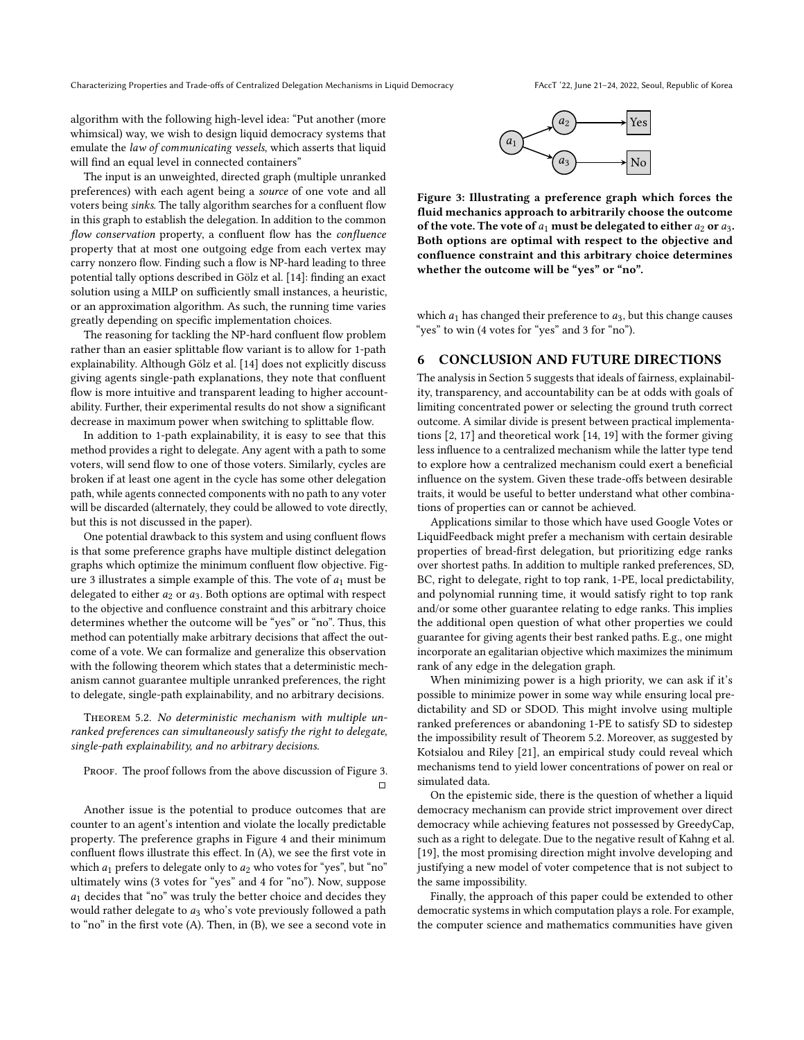algorithm with the following high-level idea: "Put another (more whimsical) way, we wish to design liquid democracy systems that emulate the *law of communicating vessels*, which asserts that liquid will find an equal level in connected containers"

The input is an unweighted, directed graph (multiple unranked preferences) with each agent being a *source* of one vote and all voters being *sinks*. The tally algorithm searches for a confluent flow in this graph to establish the delegation. In addition to the common *flow conservation* property, a confluent flow has the *confluence* property that at most one outgoing edge from each vertex may carry nonzero flow. Finding such a flow is NP-hard leading to three potential tally options described in Gölz et al. [14]: finding an exact solution using a MILP on sufficiently small instances, a heuristic, or an approximation algorithm. As such, the running time varies greatly depending on specific implementation choices.

The reasoning for tackling the NP-hard confluent flow problem rather than an easier splittable flow variant is to allow for 1-path explainability. Although Gölz et al. [14] does not explicitly discuss giving agents single-path explanations, they note that confluent flow is more intuitive and transparent leading to higher accountability. Further, their experimental results do not show a significant decrease in maximum power when switching to splittable flow.

In addition to 1-path explainability, it is easy to see that this method provides a right to delegate. Any agent with a path to some voters, will send flow to one of those voters. Similarly, cycles are broken if at least one agent in the cycle has some other delegation path, while agents connected components with no path to any voter will be discarded (alternately, they could be allowed to vote directly, but this is not discussed in the paper).

One potential drawback to this system and using confluent flows is that some preference graphs have multiple distinct delegation graphs which optimize the minimum confluent flow objective. Figure 3 illustrates a simple example of this. The vote of $a_1$ must be delegated to either $a_2$ or $a_3$. Both options are optimal with respect to the objective and confluence constraint and this arbitrary choice determines whether the outcome will be "yes" or "no". Thus, this method can potentially make arbitrary decisions that affect the outcome of a vote. We can formalize and generalize this observation with the following theorem which states that a deterministic mechanism cannot guarantee multiple unranked preferences, the right to delegate, single-path explainability, and no arbitrary decisions.

Theorem 5.2. *No deterministic mechanism with multiple unranked preferences can simultaneously satisfy the right to delegate, single-path explainability, and no arbitrary decisions.*

*Proof.* The proof follows from the above discussion of Figure 3. □

Another issue is the potential to produce outcomes that are counter to an agent's intention and violate the locally predictable property. The preference graphs in Figure 4 and their minimum confluent flows illustrate this effect. In (A), we see the first vote in which $a_1$ prefers to delegate only to $a_2$ who votes for "yes", but "no" ultimately wins (3 votes for "yes" and 4 for "no"). Now, suppose $a_1$ decides that "no" was truly the better choice and decides they would rather delegate to $a_3$ who's vote previously followed a path to "no" in the first vote (A). Then, in (B), we see a second vote in which $a_1$ has changed their preference to $a_3$, but this change causes "yes" to win (4 votes for "yes" and 3 for "no").

$a_2$

Yes

$a_1$

$a_3$

No

**Figure 3: Illustrating a preference graph which forces the fluid mechanics approach to arbitrarily choose the outcome of the vote. The vote of $a_1$ must be delegated to either $a_2$ or $a_3$. Both options are optimal with respect to the objective and confluence constraint and this arbitrary choice determines whether the outcome will be "yes" or "no".**

## 6 CONCLUSION AND FUTURE DIRECTIONS

The analysis in Section 5 suggests that ideals of fairness, explainability, transparency, and accountability can be at odds with goals of limiting concentrated power or selecting the ground truth correct outcome. A similar divide is present between practical implementations [2, 17] and theoretical work [14, 19] with the former giving less influence to a centralized mechanism while the latter type tend to explore how a centralized mechanism could exert a beneficial influence on the system. Given these trade-offs between desirable traits, it would be useful to better understand what other combinations of properties can or cannot be achieved.

Applications similar to those which have used Google Votes or LiquidFeedback might prefer a mechanism with certain desirable properties of bread-first delegation, but prioritizing edge ranks over shortest paths. In addition to multiple ranked preferences, SD, BC, right to delegate, right to top rank, 1-PE, local predictability, and polynomial running time, it would satisfy right to top rank and/or some other guarantee relating to edge ranks. This implies the additional open question of what other properties we could guarantee for giving agents their best ranked paths. E.g., one might incorporate an egalitarian objective which maximizes the minimum rank of any edge in the delegation graph.

When minimizing power is a high priority, we can ask if it's possible to minimize power in some way while ensuring local predictability and SD or SDOD. This might involve using multiple ranked preferences or abandoning 1-PE to satisfy SD to sidestep the impossibility result of Theorem 5.2. Moreover, as suggested by Kotsialou and Riley [21], an empirical study could reveal which mechanisms tend to yield lower concentrations of power on real or simulated data.

On the epistemic side, there is the question of whether a liquid democracy mechanism can provide strict improvement over direct democracy while achieving features not possessed by GreedyCap, such as a right to delegate. Due to the negative result of Kahng et al. [19], the most promising direction might involve developing and justifying a new model of voter competence that is not subject to the same impossibility.

Finally, the approach of this paper could be extended to other democratic systems in which computation plays a role. For example, the computer science and mathematics communities have given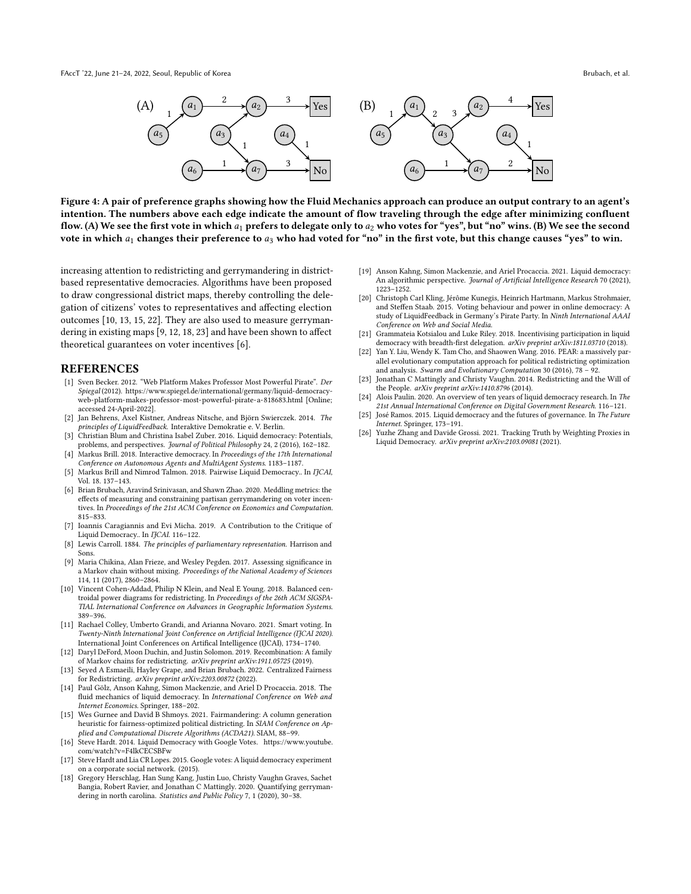(A)

$a_1$ 2 $a_2$ 3 Yes

1

$a_5$ $a_3$ $a_4$

1 1

$a_6$ 1 $a_7$ 3 No

(B)

1 $a_1$ 2 3 $a_2$ 4 Yes

$a_5$ $a_3$ $a_4$

1

$a_6$ 1 $a_7$ 2 No

**Figure 4: A pair of preference graphs showing how the Fluid Mechanics approach can produce an output contrary to an agent's intention. The numbers above each edge indicate the amount of flow traveling through the edge after minimizing confluent flow. (A) We see the first vote in which $a_1$ prefers to delegate only to $a_2$ who votes for "yes", but "no" wins. (B) We see the second vote in which $a_1$ changes their preference to $a_3$ who had voted for "no" in the first vote, but this change causes "yes" to win.**

increasing attention to redistricting and gerrymandering in district-based representative democracies. Algorithms have been proposed to draw congressional district maps, thereby controlling the delegation of citizens' votes to representatives and affecting election outcomes [10, 13, 15, 22]. They are also used to measure gerrymandering in existing maps [9, 12, 18, 23] and have been shown to affect theoretical guarantees on voter incentives [6].

## REFERENCES

- [1] Sven Becker. 2012. "Web Platform Makes Professor Most Powerful Pirate". *Der Spiegal* (2012). https://www.spiegel.de/international/germany/liquid-democracy-web-platform-makes-professor-most-powerful-pirate-a-818683.html [Online; accessed 24-April-2022].
- [2] Jan Behrens, Axel Kistner, Andreas Nitsche, and Björn Swierczek. 2014. *The principles of LiquidFeedback*. Interaktive Demokratie e. V. Berlin.
- [3] Christian Blum and Christina Isabel Zuber. 2016. Liquid democracy: Potentials, problems, and perspectives. *Journal of Political Philosophy* 24, 2 (2016), 162–182.
- [4] Markus Brill. 2018. Interactive democracy. In *Proceedings of the 17th International Conference on Autonomous Agents and MultiAgent Systems*. 1183–1187.
- [5] Markus Brill and Nimrod Talmon. 2018. Pairwise Liquid Democracy.. In *IJCAI*, Vol. 18. 137–143.
- [6] Brian Brubach, Aravind Srinivasan, and Shawn Zhao. 2020. Meddling metrics: the effects of measuring and constraining partisan gerrymandering on voter incentives. In *Proceedings of the 21st ACM Conference on Economics and Computation*. 815–833.
- [7] Ioannis Caragiannis and Evi Micha. 2019. A Contribution to the Critique of Liquid Democracy.. In *IJCAI*. 116–122.
- [8] Lewis Carroll. 1884. *The principles of parliamentary representation*. Harrison and Sons.
- [9] Maria Chikina, Alan Frieze, and Wesley Pegden. 2017. Assessing significance in a Markov chain without mixing. *Proceedings of the National Academy of Sciences* 114, 11 (2017), 2860–2864.
- [10] Vincent Cohen-Addad, Philip N Klein, and Neal E Young. 2018. Balanced centroidal power diagrams for redistricting. In *Proceedings of the 26th ACM SIGSPATIAL International Conference on Advances in Geographic Information Systems*. 389–396.
- [11] Rachael Colley, Umberto Grandi, and Arianna Novaro. 2021. Smart voting. In *Twenty-Ninth International Joint Conference on Artificial Intelligence (IJCAI 2020)*. International Joint Conferences on Artifical Intelligence (IJCAI), 1734–1740.
- [12] Daryl DeFord, Moon Duchin, and Justin Solomon. 2019. Recombination: A family of Markov chains for redistricting. *arXiv preprint arXiv:1911.05725* (2019).
- [13] Seyed A Esmaeili, Hayley Grape, and Brian Brubach. 2022. Centralized Fairness for Redistricting. *arXiv preprint arXiv:2203.00872* (2022).
- [14] Paul Gölz, Anson Kahng, Simon Mackenzie, and Ariel D Procaccia. 2018. The fluid mechanics of liquid democracy. In *International Conference on Web and Internet Economics*. Springer, 188–202.
- [15] Wes Gurnee and David B Shmoys. 2021. Fairmandering: A column generation heuristic for fairness-optimized political districting. In *SIAM Conference on Applied and Computational Discrete Algorithms (ACDA21)*. SIAM, 88–99.
- [16] Steve Hardt. 2014. Liquid Democracy with Google Votes. https://www.youtube.com/watch?v=F4lkCECSBFw
- [17] Steve Hardt and Lia CR Lopes. 2015. Google votes: A liquid democracy experiment on a corporate social network. (2015).
- [18] Gregory Herschlag, Han Sung Kang, Justin Luo, Christy Vaughn Graves, Sachet Bangia, Robert Ravier, and Jonathan C Mattingly. 2020. Quantifying gerrymandering in north carolina. *Statistics and Public Policy* 7, 1 (2020), 30–38.
- [19] Anson Kahng, Simon Mackenzie, and Ariel Procaccia. 2021. Liquid democracy: An algorithmic perspective. *Journal of Artificial Intelligence Research* 70 (2021), 1223–1252.
- [20] Christoph Carl Kling, Jérôme Kunegis, Heinrich Hartmann, Markus Strohmaier, and Steffen Staab. 2015. Voting behaviour and power in online democracy: A study of LiquidFeedback in Germany's Pirate Party. In *Ninth International AAAI Conference on Web and Social Media*.
- [21] Grammateia Kotsialou and Luke Riley. 2018. Incentivising participation in liquid democracy with breadth-first delegation. *arXiv preprint arXiv:1811.03710* (2018).
- [22] Yan Y. Liu, Wendy K. Tam Cho, and Shaowen Wang. 2016. PEAR: a massively parallel evolutionary computation approach for political redistricting optimization and analysis. *Swarm and Evolutionary Computation* 30 (2016), 78 – 92.
- [23] Jonathan C Mattingly and Christy Vaughn. 2014. Redistricting and the Will of the People. *arXiv preprint arXiv:1410.8796* (2014).
- [24] Alois Paulin. 2020. An overview of ten years of liquid democracy research. In *The 21st Annual International Conference on Digital Government Research*. 116–121.
- [25] José Ramos. 2015. Liquid democracy and the futures of governance. In *The Future Internet*. Springer, 173–191.
- [26] Yuzhe Zhang and Davide Grossi. 2021. Tracking Truth by Weighting Proxies in Liquid Democracy. *arXiv preprint arXiv:2103.09081* (2021).